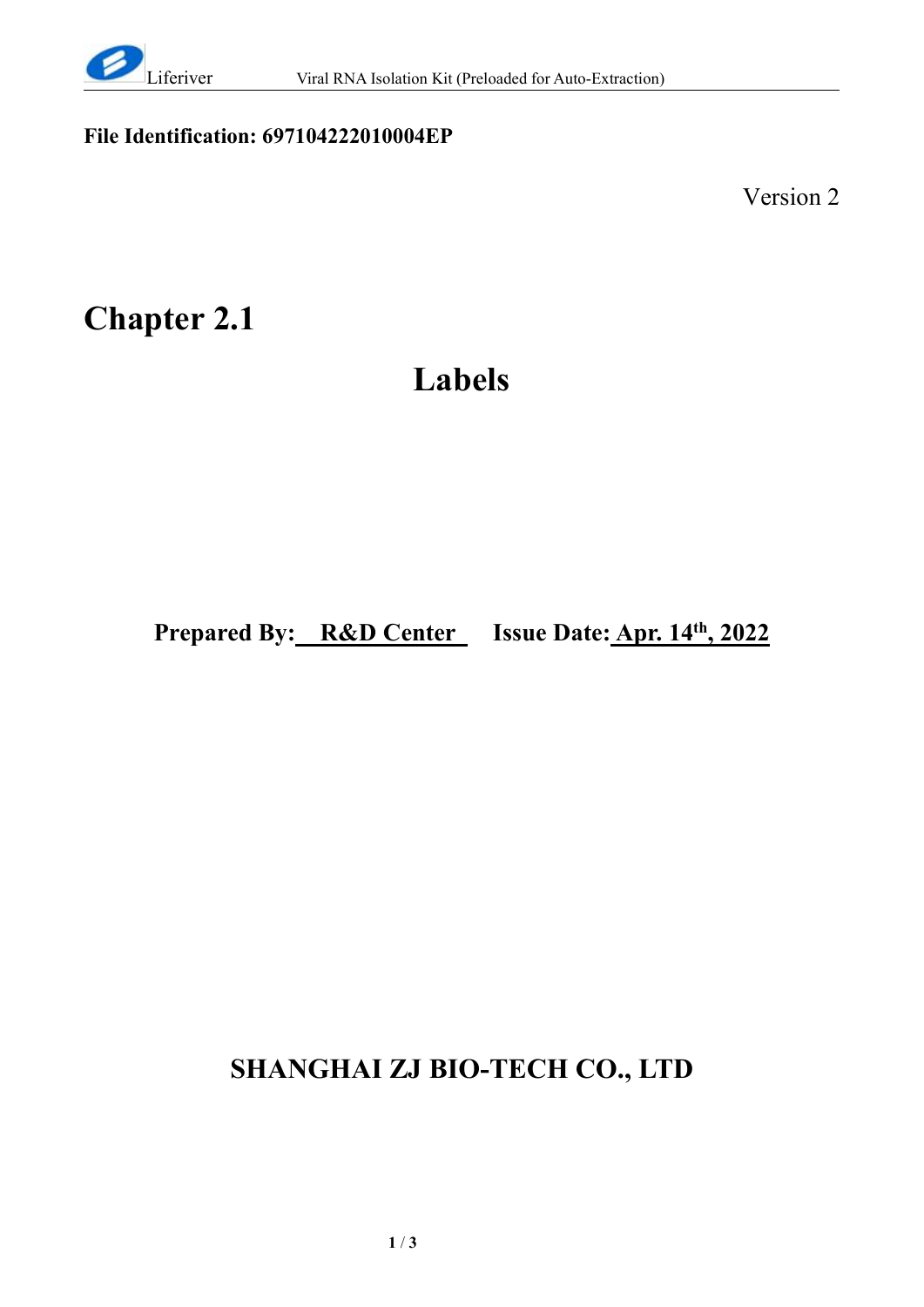**File Identification: 697104222010004EP**

Version 2

# Chapter 2.1

# Labels

**Prepared By: <u>R&D Center</u>   Issue Date: <u>Apr. 14th, 2022</u>**

**SHANGHAI ZJ BIO-TECH CO., LTD**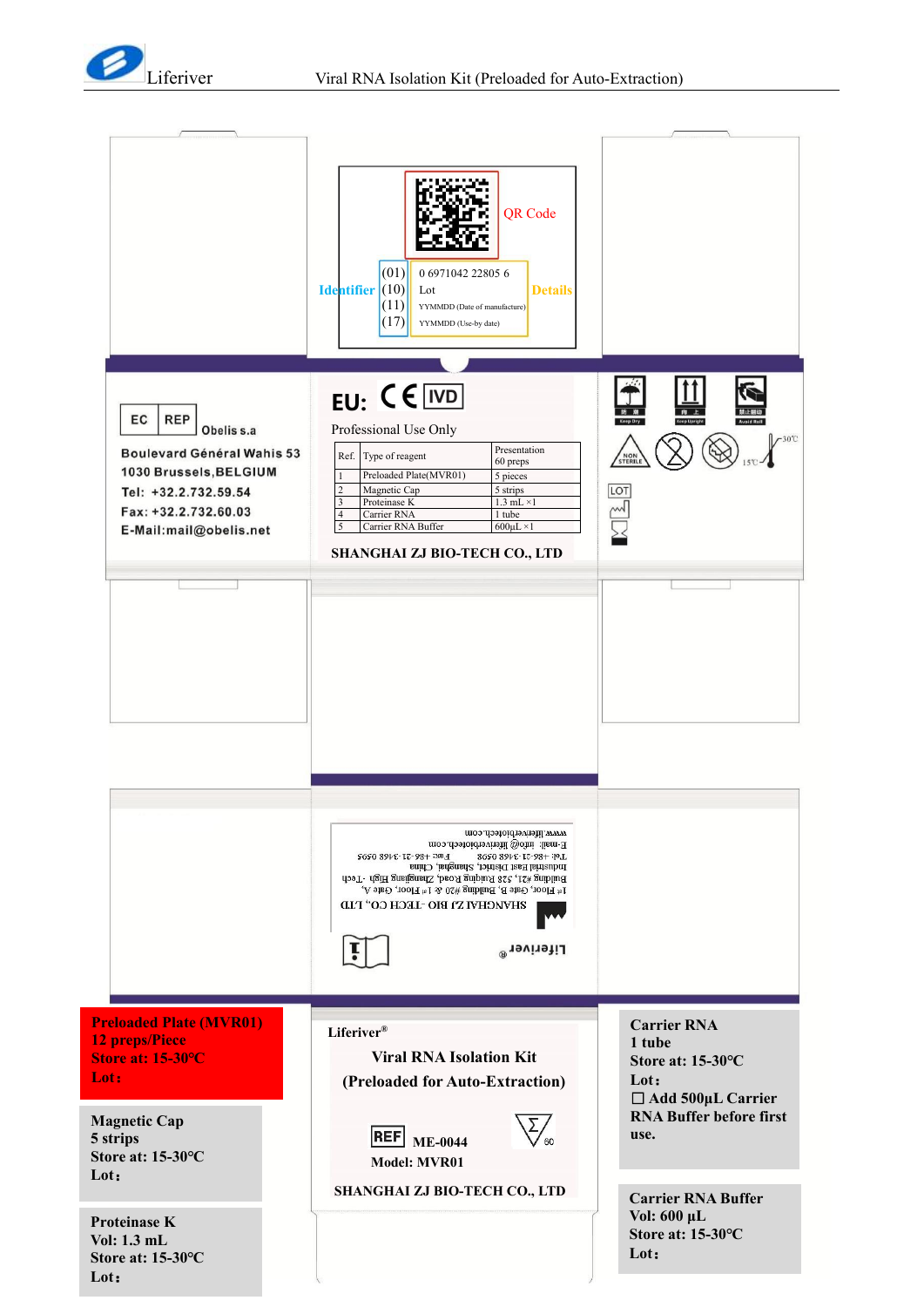QR Code

Identifier | Details
--- | ---
(01) | 0 6971042 22805 6
(10) | Lot
(11) | YYMMDD (Date of manufacture)
(17) | YYMMDD (Use-by date)

EC REP Obelis s.a

Boulevard Général Wahis 53
1030 Brussels, BELGIUM
Tel: +32.2.732.59.54
Fax: +32.2.732.60.03
E-Mail:mail@obelis.net

**EU:** CE IVD

Professional Use Only

| Ref. | Type of reagent | Presentation 60 preps |
|---|---|---|
| 1 | Preloaded Plate(MVR01) | 5 pieces |
| 2 | Magnetic Cap | 5 strips |
| 3 | Proteinase K | 1.3 mL ×1 |
| 4 | Carrier RNA | 1 tube |
| 5 | Carrier RNA Buffer | 600μL ×1 |

**SHANGHAI ZJ BIO-TECH CO., LTD**

Keep Dry / Keep Upright / Avoid Roll

NON STERILE

30℃ 15℃

LOT

SHANGHAI ZJ BIO-TECH CO., LTD
1st Floor, Gate B, Building #20 & 1st Floor, Gate A, Building #21, 528 Ruiqing Road, Zhangjiang High-Tech Industrial East District, Shanghai, China
Tel: +86-21-3468 0508 Fax: +86-21-3468 0595
E-mail: info@liferiverbiotech.com
www.liferiverbiotech.com

Liferiver®

**Preloaded Plate (MVR01)**
**12 preps/Piece**
**Store at: 15-30℃**
**Lot:**

**Magnetic Cap**
**5 strips**
**Store at: 15-30℃**
**Lot:**

**Proteinase K**
**Vol: 1.3 mL**
**Store at: 15-30℃**
**Lot:**

**Liferiver®**

**Viral RNA Isolation Kit**
**(Preloaded for Auto-Extraction)**

**REF ME-0044** Σ 60

**Model: MVR01**

**SHANGHAI ZJ BIO-TECH CO., LTD**

**Carrier RNA**
**1 tube**
**Store at: 15-30℃**
**Lot:**
**☐ Add 500μL Carrier RNA Buffer before first use.**

**Carrier RNA Buffer**
**Vol: 600 μL**
**Store at: 15-30℃**
**Lot:**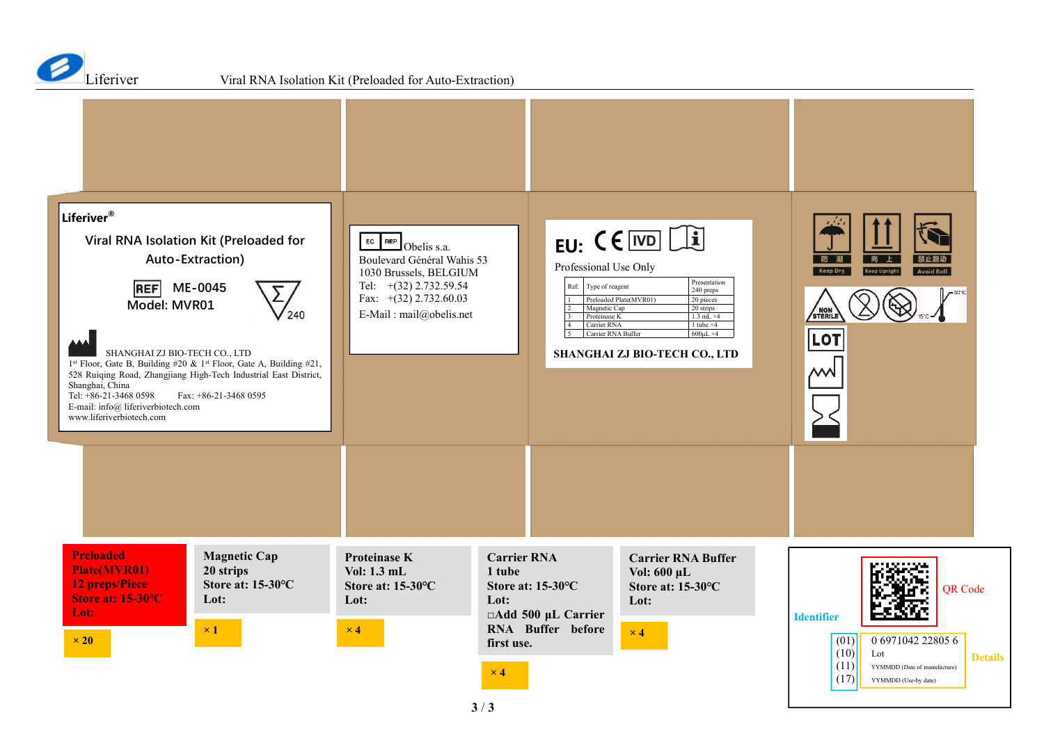Liferiver®

Viral RNA Isolation Kit (Preloaded for Auto-Extraction)

REF ME-0045

Model: MVR01

Σ 240

SHANGHAI ZJ BIO-TECH CO., LTD

1st Floor, Gate B, Building #20 & 1st Floor, Gate A, Building #21, 528 Ruiqing Road, Zhangjiang High-Tech Industrial East District, Shanghai, China

Tel: +86-21-3468 0598 Fax: +86-21-3468 0595

E-mail: info@ liferiverbiotech.com

www.liferiverbiotech.com

EC REP Obelis s.a.

Boulevard Général Wahis 53

1030 Brussels, BELGIUM

Tel: +(32) 2.732.59.54

Fax: +(32) 2.732.60.03

E-Mail : mail@obelis.net

EU: CE IVD

Professional Use Only

| Ref. | Type of reagent | Presentation 240 preps |
|---|---|---|
| 1 | Preloaded Plate(MVR01) | 20 pieces |
| 2 | Magnetic Cap | 20 strips |
| 3 | Proteinase K | 1.3 mL ×4 |
| 4 | Carrier RNA | 1 tube ×4 |
| 5 | Carrier RNA Buffer | 600μL ×4 |

SHANGHAI ZJ BIO-TECH CO., LTD

防 潮 Keep Dry

向 上 Keep Upright

禁止翻动 Avoid Roll

NON STERILE

15°C – 30°C

LOT

**Preloaded Plate(MVR01)**
**12 preps/Piece**
**Store at: 15-30°C**
**Lot:**

**× 20**

**Magnetic Cap**
**20 strips**
**Store at: 15-30°C**
**Lot:**

**× 1**

**Proteinase K**
**Vol: 1.3 mL**
**Store at: 15-30°C**
**Lot:**

**× 4**

**Carrier RNA**
**1 tube**
**Store at: 15-30°C**
**Lot:**
**□Add 500 μL Carrier RNA Buffer before first use.**

**× 4**

**Carrier RNA Buffer**
**Vol: 600 μL**
**Store at: 15-30°C**
**Lot:**

**× 4**

QR Code

Identifier

| Identifier | Details |
|---|---|
| (01) | 0 6971042 22805 6 |
| (10) | Lot |
| (11) | YYMMDD (Date of manufacture) |
| (17) | YYMMDD (Use-by date) |